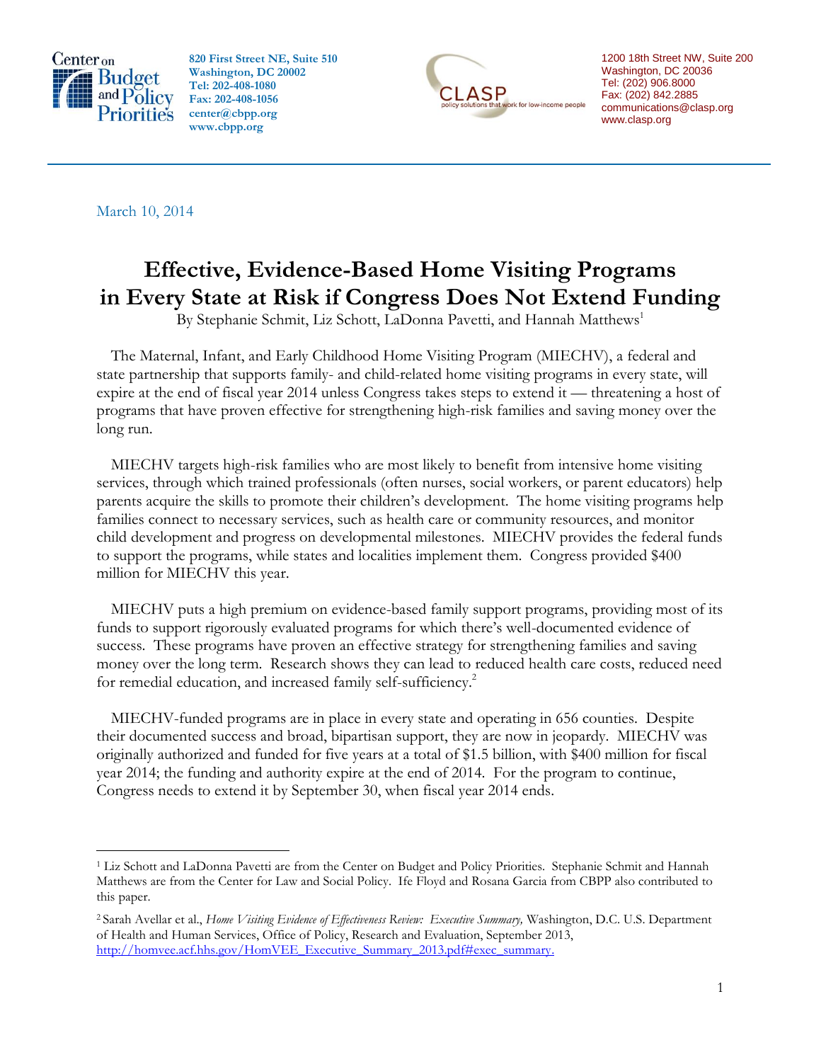Center on Budget and Policy Priorities
820 First Street NE, Suite 510
Washington, DC 20002
Tel: 202-408-1080
Fax: 202-408-1056
center@cbpp.org
www.cbpp.org

CLASP
policy solutions that work for low-income people
1200 18th Street NW, Suite 200
Washington, DC 20036
Tel: (202) 906.8000
Fax: (202) 842.2885
communications@clasp.org
www.clasp.org

March 10, 2014

# Effective, Evidence-Based Home Visiting Programs in Every State at Risk if Congress Does Not Extend Funding

By Stephanie Schmit, Liz Schott, LaDonna Pavetti, and Hannah Matthews[1]

The Maternal, Infant, and Early Childhood Home Visiting Program (MIECHV), a federal and state partnership that supports family- and child-related home visiting programs in every state, will expire at the end of fiscal year 2014 unless Congress takes steps to extend it — threatening a host of programs that have proven effective for strengthening high-risk families and saving money over the long run.

MIECHV targets high-risk families who are most likely to benefit from intensive home visiting services, through which trained professionals (often nurses, social workers, or parent educators) help parents acquire the skills to promote their children's development. The home visiting programs help families connect to necessary services, such as health care or community resources, and monitor child development and progress on developmental milestones. MIECHV provides the federal funds to support the programs, while states and localities implement them. Congress provided $400 million for MIECHV this year.

MIECHV puts a high premium on evidence-based family support programs, providing most of its funds to support rigorously evaluated programs for which there's well-documented evidence of success. These programs have proven an effective strategy for strengthening families and saving money over the long term. Research shows they can lead to reduced health care costs, reduced need for remedial education, and increased family self-sufficiency.[2]

MIECHV-funded programs are in place in every state and operating in 656 counties. Despite their documented success and broad, bipartisan support, they are now in jeopardy. MIECHV was originally authorized and funded for five years at a total of $1.5 billion, with $400 million for fiscal year 2014; the funding and authority expire at the end of 2014. For the program to continue, Congress needs to extend it by September 30, when fiscal year 2014 ends.

---

[1] Liz Schott and LaDonna Pavetti are from the Center on Budget and Policy Priorities. Stephanie Schmit and Hannah Matthews are from the Center for Law and Social Policy. Ife Floyd and Rosana Garcia from CBPP also contributed to this paper.

[2] Sarah Avellar et al., *Home Visiting Evidence of Effectiveness Review: Executive Summary,* Washington, D.C. U.S. Department of Health and Human Services, Office of Policy, Research and Evaluation, September 2013, http://homvee.acf.hhs.gov/HomVEE_Executive_Summary_2013.pdf#exec_summary.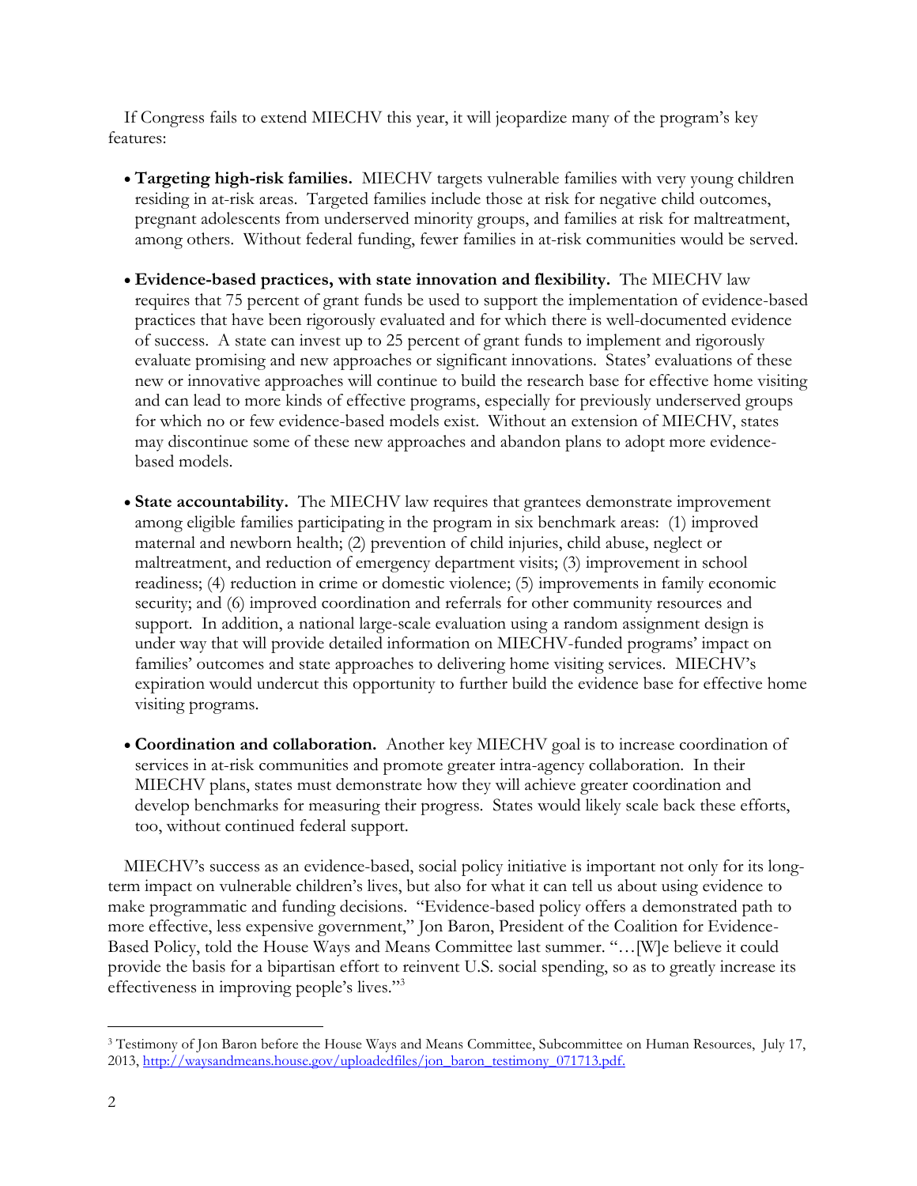If Congress fails to extend MIECHV this year, it will jeopardize many of the program's key features:

- **Targeting high-risk families.** MIECHV targets vulnerable families with very young children residing in at-risk areas. Targeted families include those at risk for negative child outcomes, pregnant adolescents from underserved minority groups, and families at risk for maltreatment, among others. Without federal funding, fewer families in at-risk communities would be served.

- **Evidence-based practices, with state innovation and flexibility.** The MIECHV law requires that 75 percent of grant funds be used to support the implementation of evidence-based practices that have been rigorously evaluated and for which there is well-documented evidence of success. A state can invest up to 25 percent of grant funds to implement and rigorously evaluate promising and new approaches or significant innovations. States' evaluations of these new or innovative approaches will continue to build the research base for effective home visiting and can lead to more kinds of effective programs, especially for previously underserved groups for which no or few evidence-based models exist. Without an extension of MIECHV, states may discontinue some of these new approaches and abandon plans to adopt more evidence-based models.

- **State accountability.** The MIECHV law requires that grantees demonstrate improvement among eligible families participating in the program in six benchmark areas: (1) improved maternal and newborn health; (2) prevention of child injuries, child abuse, neglect or maltreatment, and reduction of emergency department visits; (3) improvement in school readiness; (4) reduction in crime or domestic violence; (5) improvements in family economic security; and (6) improved coordination and referrals for other community resources and support. In addition, a national large-scale evaluation using a random assignment design is under way that will provide detailed information on MIECHV-funded programs' impact on families' outcomes and state approaches to delivering home visiting services. MIECHV's expiration would undercut this opportunity to further build the evidence base for effective home visiting programs.

- **Coordination and collaboration.** Another key MIECHV goal is to increase coordination of services in at-risk communities and promote greater intra-agency collaboration. In their MIECHV plans, states must demonstrate how they will achieve greater coordination and develop benchmarks for measuring their progress. States would likely scale back these efforts, too, without continued federal support.

MIECHV's success as an evidence-based, social policy initiative is important not only for its long-term impact on vulnerable children's lives, but also for what it can tell us about using evidence to make programmatic and funding decisions. "Evidence-based policy offers a demonstrated path to more effective, less expensive government," Jon Baron, President of the Coalition for Evidence-Based Policy, told the House Ways and Means Committee last summer. "…[W]e believe it could provide the basis for a bipartisan effort to reinvent U.S. social spending, so as to greatly increase its effectiveness in improving people's lives."[3]

---

[3] Testimony of Jon Baron before the House Ways and Means Committee, Subcommittee on Human Resources, July 17, 2013, http://waysandmeans.house.gov/uploadedfiles/jon_baron_testimony_071713.pdf.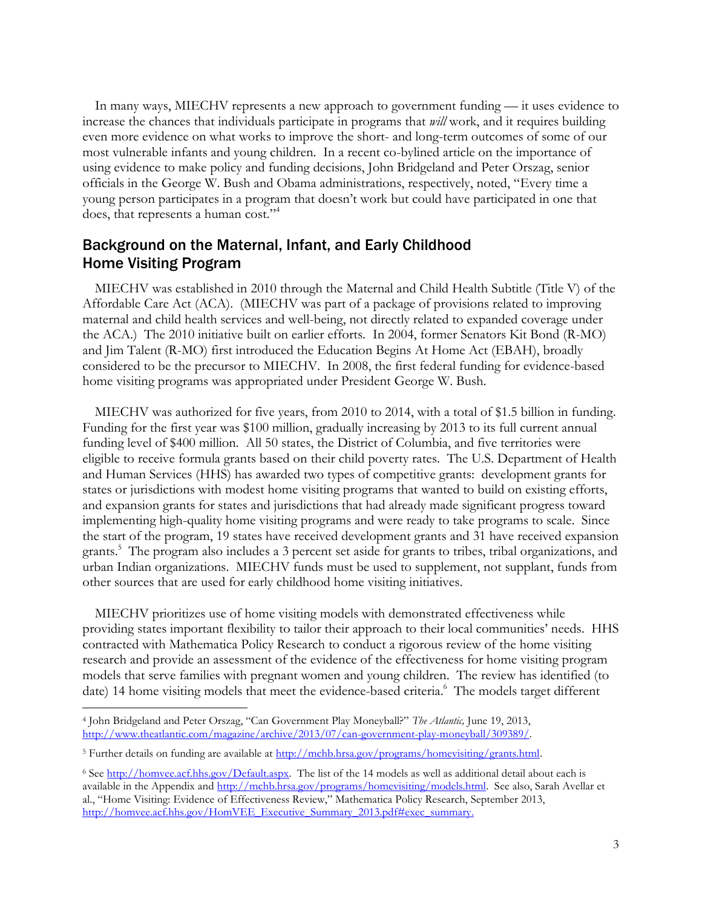In many ways, MIECHV represents a new approach to government funding — it uses evidence to increase the chances that individuals participate in programs that *will* work, and it requires building even more evidence on what works to improve the short- and long-term outcomes of some of our most vulnerable infants and young children. In a recent co-bylined article on the importance of using evidence to make policy and funding decisions, John Bridgeland and Peter Orszag, senior officials in the George W. Bush and Obama administrations, respectively, noted, "Every time a young person participates in a program that doesn't work but could have participated in one that does, that represents a human cost."[4]

## Background on the Maternal, Infant, and Early Childhood Home Visiting Program

MIECHV was established in 2010 through the Maternal and Child Health Subtitle (Title V) of the Affordable Care Act (ACA). (MIECHV was part of a package of provisions related to improving maternal and child health services and well-being, not directly related to expanded coverage under the ACA.) The 2010 initiative built on earlier efforts. In 2004, former Senators Kit Bond (R-MO) and Jim Talent (R-MO) first introduced the Education Begins At Home Act (EBAH), broadly considered to be the precursor to MIECHV. In 2008, the first federal funding for evidence-based home visiting programs was appropriated under President George W. Bush.

MIECHV was authorized for five years, from 2010 to 2014, with a total of $1.5 billion in funding. Funding for the first year was $100 million, gradually increasing by 2013 to its full current annual funding level of $400 million. All 50 states, the District of Columbia, and five territories were eligible to receive formula grants based on their child poverty rates. The U.S. Department of Health and Human Services (HHS) has awarded two types of competitive grants: development grants for states or jurisdictions with modest home visiting programs that wanted to build on existing efforts, and expansion grants for states and jurisdictions that had already made significant progress toward implementing high-quality home visiting programs and were ready to take programs to scale. Since the start of the program, 19 states have received development grants and 31 have received expansion grants.[5] The program also includes a 3 percent set aside for grants to tribes, tribal organizations, and urban Indian organizations. MIECHV funds must be used to supplement, not supplant, funds from other sources that are used for early childhood home visiting initiatives.

MIECHV prioritizes use of home visiting models with demonstrated effectiveness while providing states important flexibility to tailor their approach to their local communities' needs. HHS contracted with Mathematica Policy Research to conduct a rigorous review of the home visiting research and provide an assessment of the evidence of the effectiveness for home visiting program models that serve families with pregnant women and young children. The review has identified (to date) 14 home visiting models that meet the evidence-based criteria.[6] The models target different

---

[4] John Bridgeland and Peter Orszag, "Can Government Play Moneyball?" *The Atlantic,* June 19, 2013, http://www.theatlantic.com/magazine/archive/2013/07/can-government-play-moneyball/309389/.

[5] Further details on funding are available at http://mchb.hrsa.gov/programs/homevisiting/grants.html.

[6] See http://homvee.acf.hhs.gov/Default.aspx. The list of the 14 models as well as additional detail about each is available in the Appendix and http://mchb.hrsa.gov/programs/homevisiting/models.html. See also, Sarah Avellar et al., "Home Visiting: Evidence of Effectiveness Review," Mathematica Policy Research, September 2013, http://homvee.acf.hhs.gov/HomVEE_Executive_Summary_2013.pdf#exec_summary.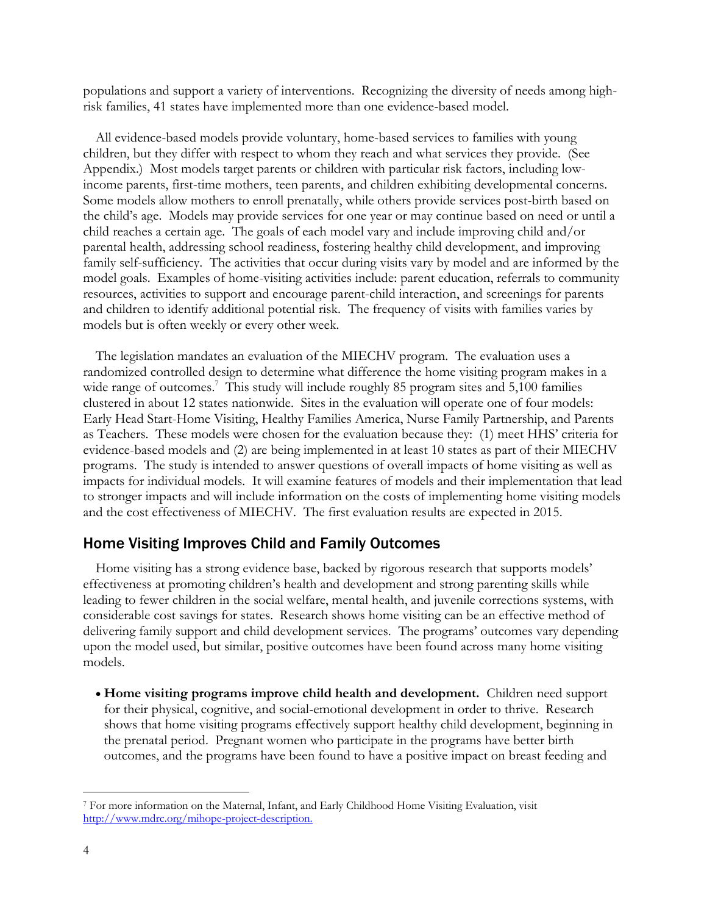populations and support a variety of interventions. Recognizing the diversity of needs among high-risk families, 41 states have implemented more than one evidence-based model.

All evidence-based models provide voluntary, home-based services to families with young children, but they differ with respect to whom they reach and what services they provide. (See Appendix.) Most models target parents or children with particular risk factors, including low-income parents, first-time mothers, teen parents, and children exhibiting developmental concerns. Some models allow mothers to enroll prenatally, while others provide services post-birth based on the child's age. Models may provide services for one year or may continue based on need or until a child reaches a certain age. The goals of each model vary and include improving child and/or parental health, addressing school readiness, fostering healthy child development, and improving family self-sufficiency. The activities that occur during visits vary by model and are informed by the model goals. Examples of home-visiting activities include: parent education, referrals to community resources, activities to support and encourage parent-child interaction, and screenings for parents and children to identify additional potential risk. The frequency of visits with families varies by models but is often weekly or every other week.

The legislation mandates an evaluation of the MIECHV program. The evaluation uses a randomized controlled design to determine what difference the home visiting program makes in a wide range of outcomes.[7] This study will include roughly 85 program sites and 5,100 families clustered in about 12 states nationwide. Sites in the evaluation will operate one of four models: Early Head Start-Home Visiting, Healthy Families America, Nurse Family Partnership, and Parents as Teachers. These models were chosen for the evaluation because they: (1) meet HHS' criteria for evidence-based models and (2) are being implemented in at least 10 states as part of their MIECHV programs. The study is intended to answer questions of overall impacts of home visiting as well as impacts for individual models. It will examine features of models and their implementation that lead to stronger impacts and will include information on the costs of implementing home visiting models and the cost effectiveness of MIECHV. The first evaluation results are expected in 2015.

## Home Visiting Improves Child and Family Outcomes

Home visiting has a strong evidence base, backed by rigorous research that supports models' effectiveness at promoting children's health and development and strong parenting skills while leading to fewer children in the social welfare, mental health, and juvenile corrections systems, with considerable cost savings for states. Research shows home visiting can be an effective method of delivering family support and child development services. The programs' outcomes vary depending upon the model used, but similar, positive outcomes have been found across many home visiting models.

- **Home visiting programs improve child health and development.** Children need support for their physical, cognitive, and social-emotional development in order to thrive. Research shows that home visiting programs effectively support healthy child development, beginning in the prenatal period. Pregnant women who participate in the programs have better birth outcomes, and the programs have been found to have a positive impact on breast feeding and

---

[7] For more information on the Maternal, Infant, and Early Childhood Home Visiting Evaluation, visit http://www.mdrc.org/mihope-project-description.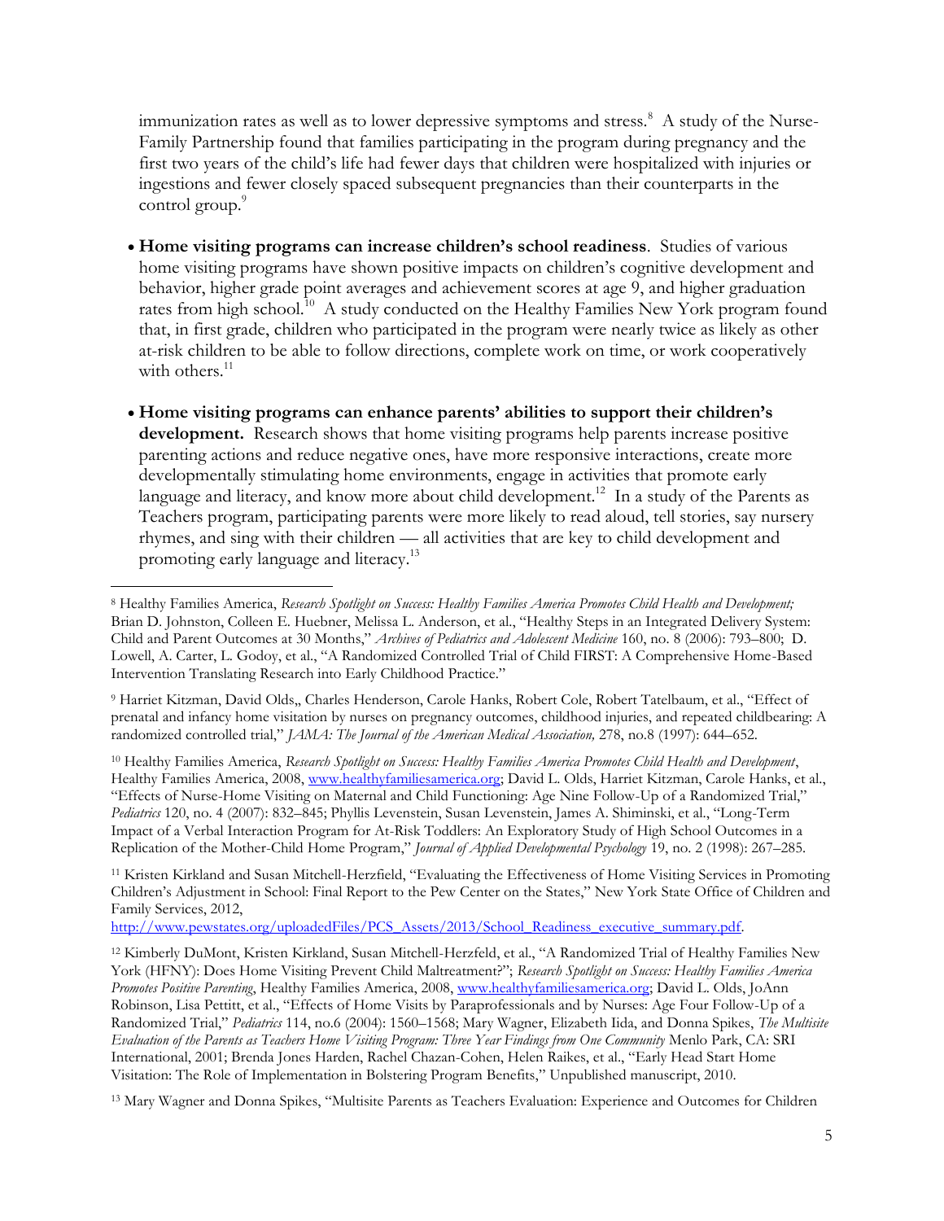immunization rates as well as to lower depressive symptoms and stress.[8] A study of the Nurse-Family Partnership found that families participating in the program during pregnancy and the first two years of the child's life had fewer days that children were hospitalized with injuries or ingestions and fewer closely spaced subsequent pregnancies than their counterparts in the control group.[9]

- **Home visiting programs can increase children's school readiness**. Studies of various home visiting programs have shown positive impacts on children's cognitive development and behavior, higher grade point averages and achievement scores at age 9, and higher graduation rates from high school.[10] A study conducted on the Healthy Families New York program found that, in first grade, children who participated in the program were nearly twice as likely as other at-risk children to be able to follow directions, complete work on time, or work cooperatively with others.[11]

- **Home visiting programs can enhance parents' abilities to support their children's development.** Research shows that home visiting programs help parents increase positive parenting actions and reduce negative ones, have more responsive interactions, create more developmentally stimulating home environments, engage in activities that promote early language and literacy, and know more about child development.[12] In a study of the Parents as Teachers program, participating parents were more likely to read aloud, tell stories, say nursery rhymes, and sing with their children — all activities that are key to child development and promoting early language and literacy.[13]

---

[8] Healthy Families America, *Research Spotlight on Success: Healthy Families America Promotes Child Health and Development;* Brian D. Johnston, Colleen E. Huebner, Melissa L. Anderson, et al., "Healthy Steps in an Integrated Delivery System: Child and Parent Outcomes at 30 Months," *Archives of Pediatrics and Adolescent Medicine* 160, no. 8 (2006): 793–800; D. Lowell, A. Carter, L. Godoy, et al., "A Randomized Controlled Trial of Child FIRST: A Comprehensive Home-Based Intervention Translating Research into Early Childhood Practice."

[9] Harriet Kitzman, David Olds,, Charles Henderson, Carole Hanks, Robert Cole, Robert Tatelbaum, et al., "Effect of prenatal and infancy home visitation by nurses on pregnancy outcomes, childhood injuries, and repeated childbearing: A randomized controlled trial," *JAMA: The Journal of the American Medical Association,* 278, no.8 (1997): 644–652.

[10] Healthy Families America, *Research Spotlight on Success: Healthy Families America Promotes Child Health and Development*, Healthy Families America, 2008, www.healthyfamiliesamerica.org; David L. Olds, Harriet Kitzman, Carole Hanks, et al., "Effects of Nurse-Home Visiting on Maternal and Child Functioning: Age Nine Follow-Up of a Randomized Trial," *Pediatrics* 120, no. 4 (2007): 832–845; Phyllis Levenstein, Susan Levenstein, James A. Shiminski, et al., "Long-Term Impact of a Verbal Interaction Program for At-Risk Toddlers: An Exploratory Study of High School Outcomes in a Replication of the Mother-Child Home Program," *Journal of Applied Developmental Psychology* 19, no. 2 (1998): 267–285.

[11] Kristen Kirkland and Susan Mitchell-Herzfield, "Evaluating the Effectiveness of Home Visiting Services in Promoting Children's Adjustment in School: Final Report to the Pew Center on the States," New York State Office of Children and Family Services, 2012, http://www.pewstates.org/uploadedFiles/PCS_Assets/2013/School_Readiness_executive_summary.pdf.

[12] Kimberly DuMont, Kristen Kirkland, Susan Mitchell-Herzfeld, et al., "A Randomized Trial of Healthy Families New York (HFNY): Does Home Visiting Prevent Child Maltreatment?"; *Research Spotlight on Success: Healthy Families America Promotes Positive Parenting*, Healthy Families America, 2008, www.healthyfamiliesamerica.org; David L. Olds, JoAnn Robinson, Lisa Pettitt, et al., "Effects of Home Visits by Paraprofessionals and by Nurses: Age Four Follow-Up of a Randomized Trial," *Pediatrics* 114, no.6 (2004): 1560–1568; Mary Wagner, Elizabeth Iida, and Donna Spikes, *The Multisite Evaluation of the Parents as Teachers Home Visiting Program: Three Year Findings from One Community* Menlo Park, CA: SRI International, 2001; Brenda Jones Harden, Rachel Chazan-Cohen, Helen Raikes, et al., "Early Head Start Home Visitation: The Role of Implementation in Bolstering Program Benefits," Unpublished manuscript, 2010.

[13] Mary Wagner and Donna Spikes, "Multisite Parents as Teachers Evaluation: Experience and Outcomes for Children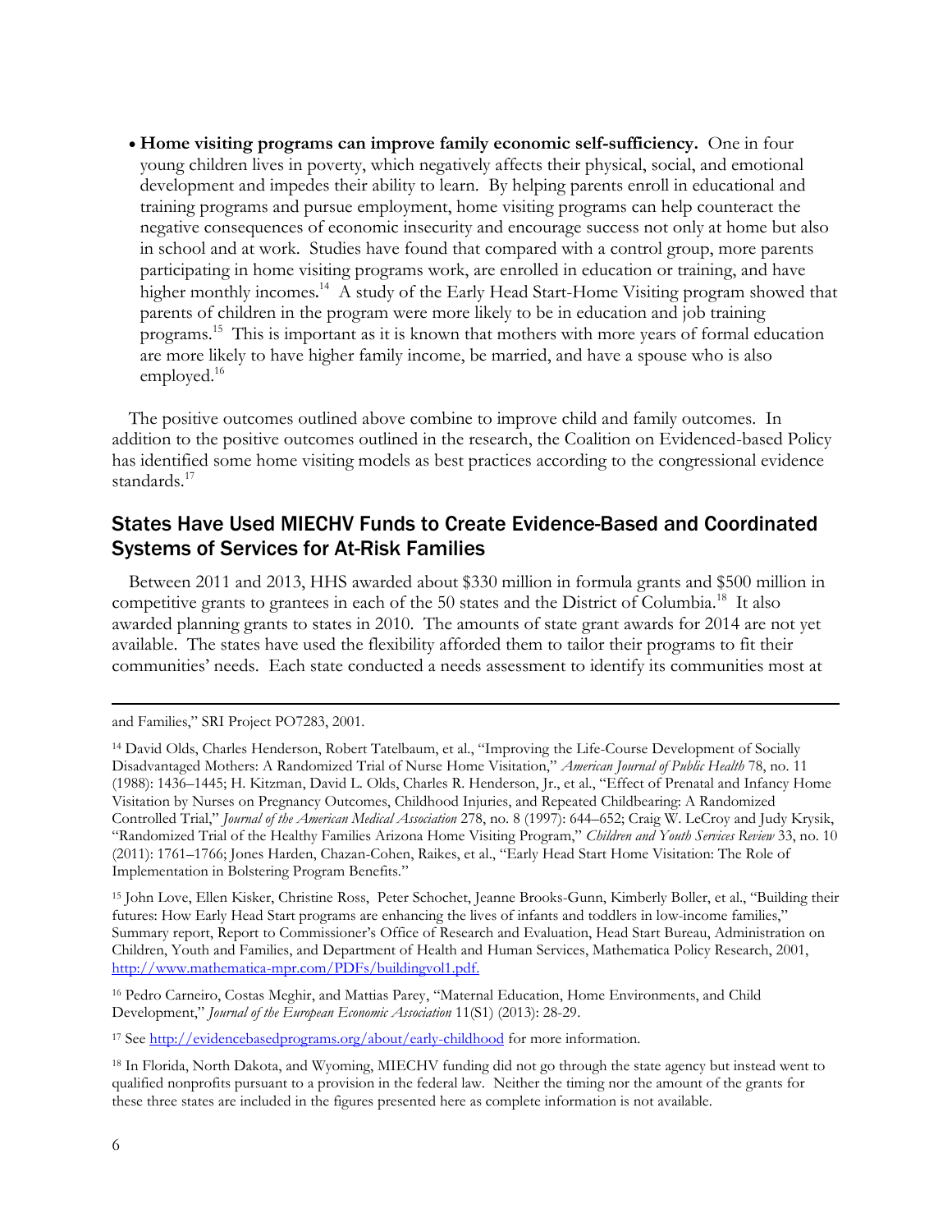- **Home visiting programs can improve family economic self-sufficiency.** One in four young children lives in poverty, which negatively affects their physical, social, and emotional development and impedes their ability to learn. By helping parents enroll in educational and training programs and pursue employment, home visiting programs can help counteract the negative consequences of economic insecurity and encourage success not only at home but also in school and at work. Studies have found that compared with a control group, more parents participating in home visiting programs work, are enrolled in education or training, and have higher monthly incomes.[14] A study of the Early Head Start-Home Visiting program showed that parents of children in the program were more likely to be in education and job training programs.[15] This is important as it is known that mothers with more years of formal education are more likely to have higher family income, be married, and have a spouse who is also employed.[16]

The positive outcomes outlined above combine to improve child and family outcomes. In addition to the positive outcomes outlined in the research, the Coalition on Evidenced-based Policy has identified some home visiting models as best practices according to the congressional evidence standards.[17]

## States Have Used MIECHV Funds to Create Evidence-Based and Coordinated Systems of Services for At-Risk Families

Between 2011 and 2013, HHS awarded about $330 million in formula grants and $500 million in competitive grants to grantees in each of the 50 states and the District of Columbia.[18] It also awarded planning grants to states in 2010. The amounts of state grant awards for 2014 are not yet available. The states have used the flexibility afforded them to tailor their programs to fit their communities' needs. Each state conducted a needs assessment to identify its communities most at

---

and Families," SRI Project PO7283, 2001.

[14] David Olds, Charles Henderson, Robert Tatelbaum, et al., "Improving the Life-Course Development of Socially Disadvantaged Mothers: A Randomized Trial of Nurse Home Visitation," *American Journal of Public Health* 78, no. 11 (1988): 1436–1445; H. Kitzman, David L. Olds, Charles R. Henderson, Jr., et al., "Effect of Prenatal and Infancy Home Visitation by Nurses on Pregnancy Outcomes, Childhood Injuries, and Repeated Childbearing: A Randomized Controlled Trial," *Journal of the American Medical Association* 278, no. 8 (1997): 644–652; Craig W. LeCroy and Judy Krysik, "Randomized Trial of the Healthy Families Arizona Home Visiting Program," *Children and Youth Services Review* 33, no. 10 (2011): 1761–1766; Jones Harden, Chazan-Cohen, Raikes, et al., "Early Head Start Home Visitation: The Role of Implementation in Bolstering Program Benefits."

[15] John Love, Ellen Kisker, Christine Ross, Peter Schochet, Jeanne Brooks-Gunn, Kimberly Boller, et al., "Building their futures: How Early Head Start programs are enhancing the lives of infants and toddlers in low-income families," Summary report, Report to Commissioner's Office of Research and Evaluation, Head Start Bureau, Administration on Children, Youth and Families, and Department of Health and Human Services, Mathematica Policy Research, 2001, http://www.mathematica-mpr.com/PDFs/buildingvol1.pdf.

[16] Pedro Carneiro, Costas Meghir, and Mattias Parey, "Maternal Education, Home Environments, and Child Development," *Journal of the European Economic Association* 11(S1) (2013): 28-29.

[17] See http://evidencebasedprograms.org/about/early-childhood for more information.

[18] In Florida, North Dakota, and Wyoming, MIECHV funding did not go through the state agency but instead went to qualified nonprofits pursuant to a provision in the federal law. Neither the timing nor the amount of the grants for these three states are included in the figures presented here as complete information is not available.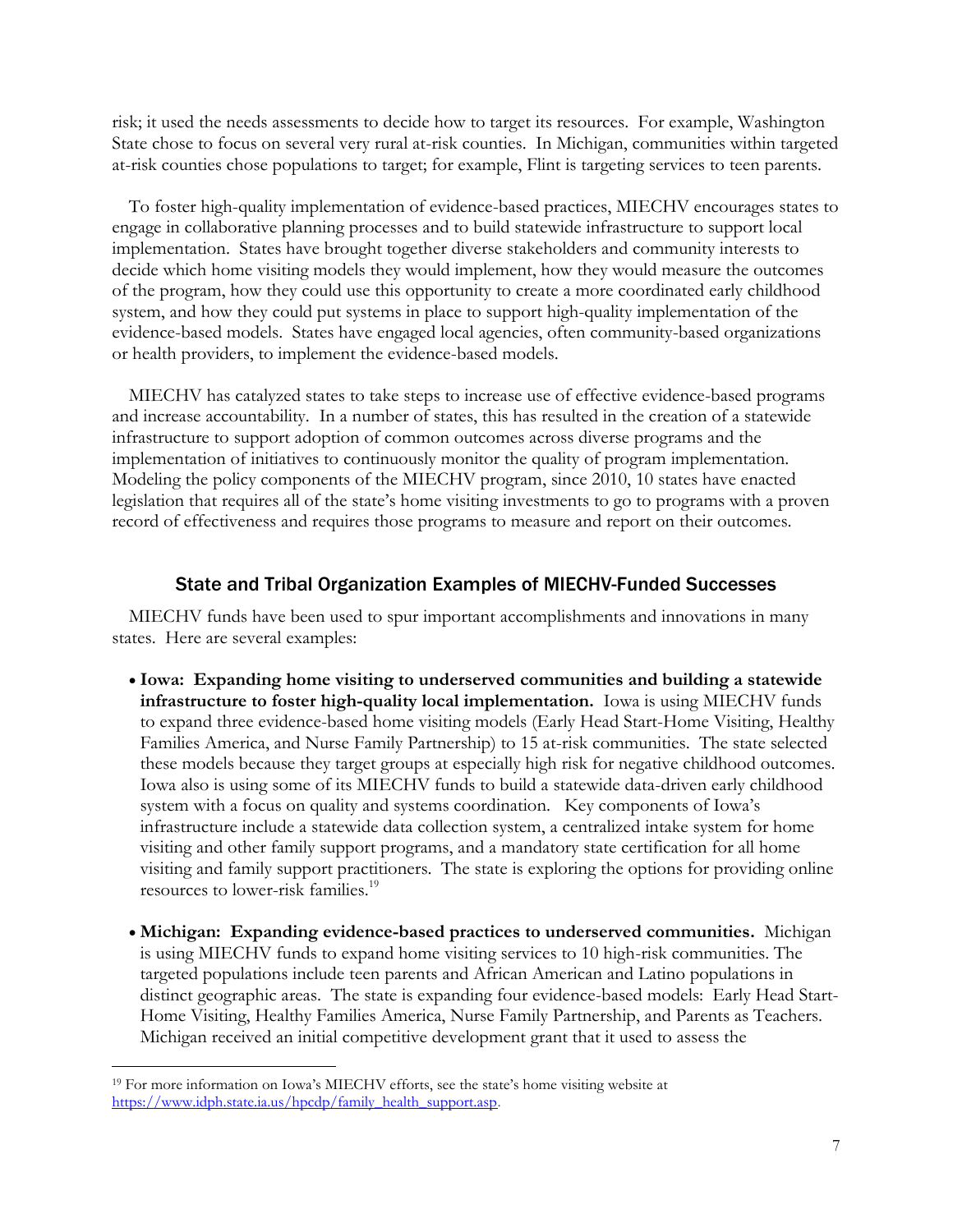risk; it used the needs assessments to decide how to target its resources. For example, Washington State chose to focus on several very rural at-risk counties. In Michigan, communities within targeted at-risk counties chose populations to target; for example, Flint is targeting services to teen parents.

To foster high-quality implementation of evidence-based practices, MIECHV encourages states to engage in collaborative planning processes and to build statewide infrastructure to support local implementation. States have brought together diverse stakeholders and community interests to decide which home visiting models they would implement, how they would measure the outcomes of the program, how they could use this opportunity to create a more coordinated early childhood system, and how they could put systems in place to support high-quality implementation of the evidence-based models. States have engaged local agencies, often community-based organizations or health providers, to implement the evidence-based models.

MIECHV has catalyzed states to take steps to increase use of effective evidence-based programs and increase accountability. In a number of states, this has resulted in the creation of a statewide infrastructure to support adoption of common outcomes across diverse programs and the implementation of initiatives to continuously monitor the quality of program implementation. Modeling the policy components of the MIECHV program, since 2010, 10 states have enacted legislation that requires all of the state's home visiting investments to go to programs with a proven record of effectiveness and requires those programs to measure and report on their outcomes.

## State and Tribal Organization Examples of MIECHV-Funded Successes

MIECHV funds have been used to spur important accomplishments and innovations in many states. Here are several examples:

- **Iowa: Expanding home visiting to underserved communities and building a statewide infrastructure to foster high-quality local implementation.** Iowa is using MIECHV funds to expand three evidence-based home visiting models (Early Head Start-Home Visiting, Healthy Families America, and Nurse Family Partnership) to 15 at-risk communities. The state selected these models because they target groups at especially high risk for negative childhood outcomes. Iowa also is using some of its MIECHV funds to build a statewide data-driven early childhood system with a focus on quality and systems coordination. Key components of Iowa's infrastructure include a statewide data collection system, a centralized intake system for home visiting and other family support programs, and a mandatory state certification for all home visiting and family support practitioners. The state is exploring the options for providing online resources to lower-risk families.[19]

- **Michigan: Expanding evidence-based practices to underserved communities.** Michigan is using MIECHV funds to expand home visiting services to 10 high-risk communities. The targeted populations include teen parents and African American and Latino populations in distinct geographic areas. The state is expanding four evidence-based models: Early Head Start-Home Visiting, Healthy Families America, Nurse Family Partnership, and Parents as Teachers. Michigan received an initial competitive development grant that it used to assess the

---

[19] For more information on Iowa's MIECHV efforts, see the state's home visiting website at https://www.idph.state.ia.us/hpcdp/family_health_support.asp.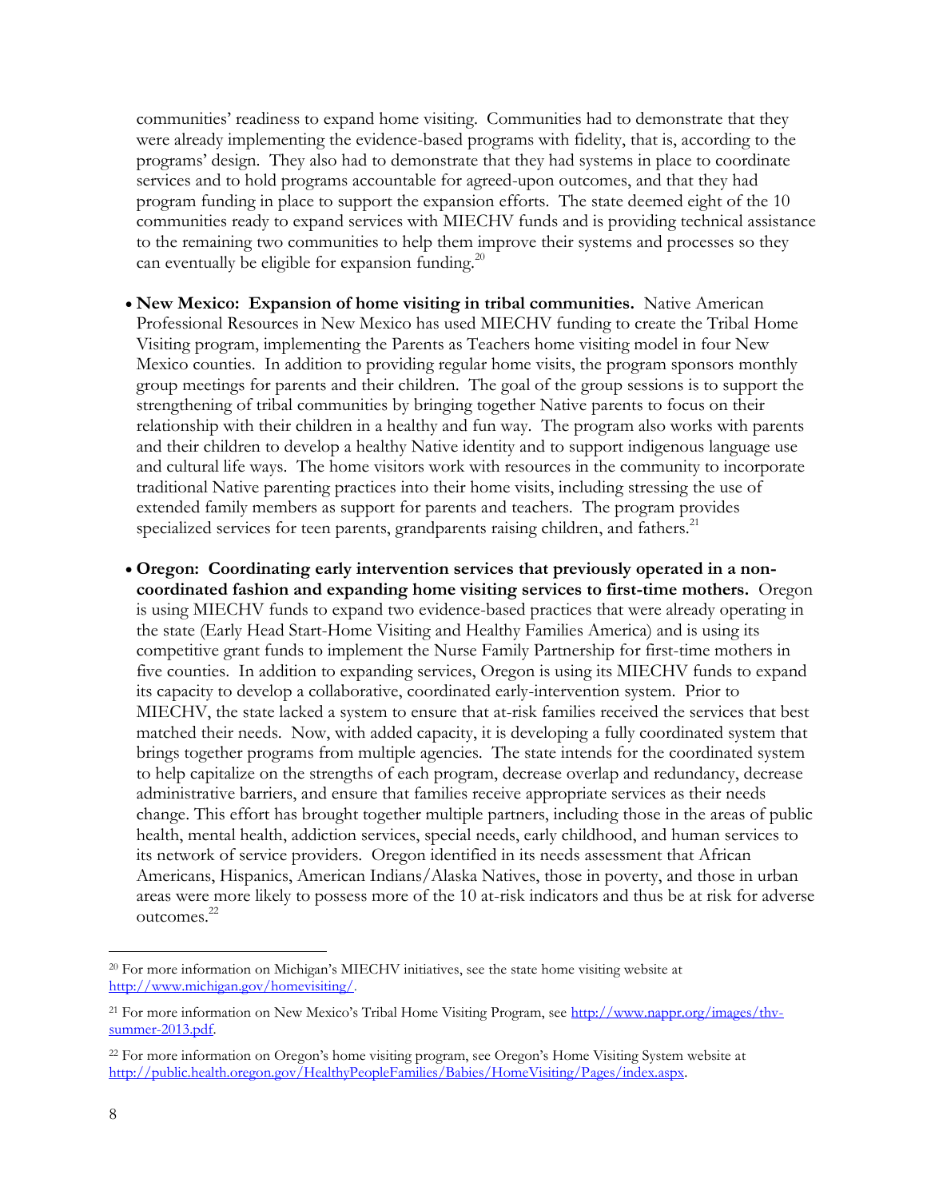communities' readiness to expand home visiting. Communities had to demonstrate that they were already implementing the evidence-based programs with fidelity, that is, according to the programs' design. They also had to demonstrate that they had systems in place to coordinate services and to hold programs accountable for agreed-upon outcomes, and that they had program funding in place to support the expansion efforts. The state deemed eight of the 10 communities ready to expand services with MIECHV funds and is providing technical assistance to the remaining two communities to help them improve their systems and processes so they can eventually be eligible for expansion funding.[20]

- **New Mexico: Expansion of home visiting in tribal communities.** Native American Professional Resources in New Mexico has used MIECHV funding to create the Tribal Home Visiting program, implementing the Parents as Teachers home visiting model in four New Mexico counties. In addition to providing regular home visits, the program sponsors monthly group meetings for parents and their children. The goal of the group sessions is to support the strengthening of tribal communities by bringing together Native parents to focus on their relationship with their children in a healthy and fun way. The program also works with parents and their children to develop a healthy Native identity and to support indigenous language use and cultural life ways. The home visitors work with resources in the community to incorporate traditional Native parenting practices into their home visits, including stressing the use of extended family members as support for parents and teachers. The program provides specialized services for teen parents, grandparents raising children, and fathers.[21]

- **Oregon: Coordinating early intervention services that previously operated in a non-coordinated fashion and expanding home visiting services to first-time mothers.** Oregon is using MIECHV funds to expand two evidence-based practices that were already operating in the state (Early Head Start-Home Visiting and Healthy Families America) and is using its competitive grant funds to implement the Nurse Family Partnership for first-time mothers in five counties. In addition to expanding services, Oregon is using its MIECHV funds to expand its capacity to develop a collaborative, coordinated early-intervention system. Prior to MIECHV, the state lacked a system to ensure that at-risk families received the services that best matched their needs. Now, with added capacity, it is developing a fully coordinated system that brings together programs from multiple agencies. The state intends for the coordinated system to help capitalize on the strengths of each program, decrease overlap and redundancy, decrease administrative barriers, and ensure that families receive appropriate services as their needs change. This effort has brought together multiple partners, including those in the areas of public health, mental health, addiction services, special needs, early childhood, and human services to its network of service providers. Oregon identified in its needs assessment that African Americans, Hispanics, American Indians/Alaska Natives, those in poverty, and those in urban areas were more likely to possess more of the 10 at-risk indicators and thus be at risk for adverse outcomes.[22]

---

[20] For more information on Michigan's MIECHV initiatives, see the state home visiting website at http://www.michigan.gov/homevisiting/.

[21] For more information on New Mexico's Tribal Home Visiting Program, see http://www.nappr.org/images/thv-summer-2013.pdf.

[22] For more information on Oregon's home visiting program, see Oregon's Home Visiting System website at http://public.health.oregon.gov/HealthyPeopleFamilies/Babies/HomeVisiting/Pages/index.aspx.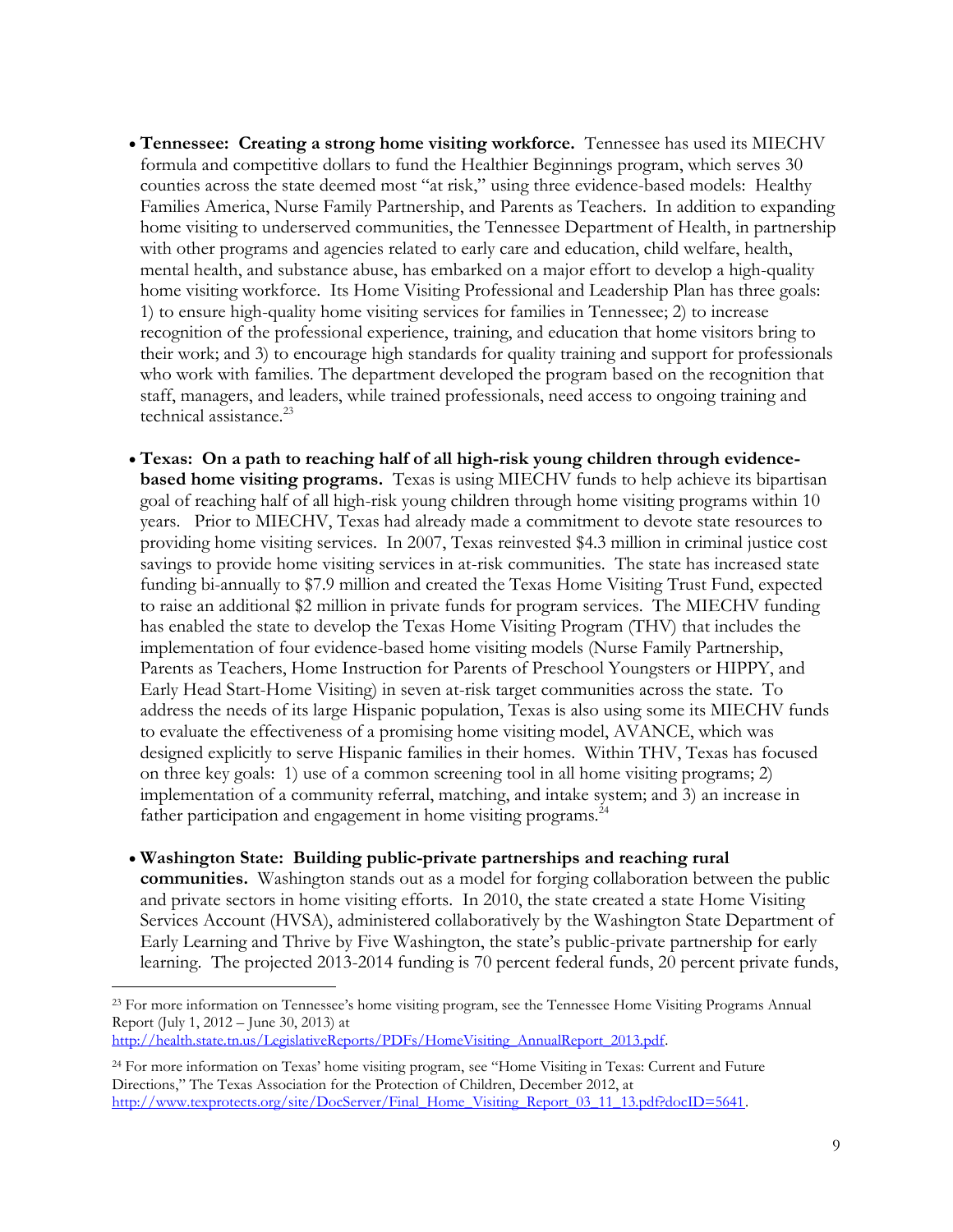- **Tennessee: Creating a strong home visiting workforce.** Tennessee has used its MIECHV formula and competitive dollars to fund the Healthier Beginnings program, which serves 30 counties across the state deemed most "at risk," using three evidence-based models: Healthy Families America, Nurse Family Partnership, and Parents as Teachers. In addition to expanding home visiting to underserved communities, the Tennessee Department of Health, in partnership with other programs and agencies related to early care and education, child welfare, health, mental health, and substance abuse, has embarked on a major effort to develop a high-quality home visiting workforce. Its Home Visiting Professional and Leadership Plan has three goals: 1) to ensure high-quality home visiting services for families in Tennessee; 2) to increase recognition of the professional experience, training, and education that home visitors bring to their work; and 3) to encourage high standards for quality training and support for professionals who work with families. The department developed the program based on the recognition that staff, managers, and leaders, while trained professionals, need access to ongoing training and technical assistance.[23]

- **Texas: On a path to reaching half of all high-risk young children through evidence-based home visiting programs.** Texas is using MIECHV funds to help achieve its bipartisan goal of reaching half of all high-risk young children through home visiting programs within 10 years. Prior to MIECHV, Texas had already made a commitment to devote state resources to providing home visiting services. In 2007, Texas reinvested $4.3 million in criminal justice cost savings to provide home visiting services in at-risk communities. The state has increased state funding bi-annually to $7.9 million and created the Texas Home Visiting Trust Fund, expected to raise an additional $2 million in private funds for program services. The MIECHV funding has enabled the state to develop the Texas Home Visiting Program (THV) that includes the implementation of four evidence-based home visiting models (Nurse Family Partnership, Parents as Teachers, Home Instruction for Parents of Preschool Youngsters or HIPPY, and Early Head Start-Home Visiting) in seven at-risk target communities across the state. To address the needs of its large Hispanic population, Texas is also using some its MIECHV funds to evaluate the effectiveness of a promising home visiting model, AVANCE, which was designed explicitly to serve Hispanic families in their homes. Within THV, Texas has focused on three key goals: 1) use of a common screening tool in all home visiting programs; 2) implementation of a community referral, matching, and intake system; and 3) an increase in father participation and engagement in home visiting programs.[24]

- **Washington State: Building public-private partnerships and reaching rural communities.** Washington stands out as a model for forging collaboration between the public and private sectors in home visiting efforts. In 2010, the state created a state Home Visiting Services Account (HVSA), administered collaboratively by the Washington State Department of Early Learning and Thrive by Five Washington, the state's public-private partnership for early learning. The projected 2013-2014 funding is 70 percent federal funds, 20 percent private funds,

---

[23] For more information on Tennessee's home visiting program, see the Tennessee Home Visiting Programs Annual Report (July 1, 2012 – June 30, 2013) at http://health.state.tn.us/LegislativeReports/PDFs/HomeVisiting_AnnualReport_2013.pdf.

[24] For more information on Texas' home visiting program, see "Home Visiting in Texas: Current and Future Directions," The Texas Association for the Protection of Children, December 2012, at http://www.texprotects.org/site/DocServer/Final_Home_Visiting_Report_03_11_13.pdf?docID=5641.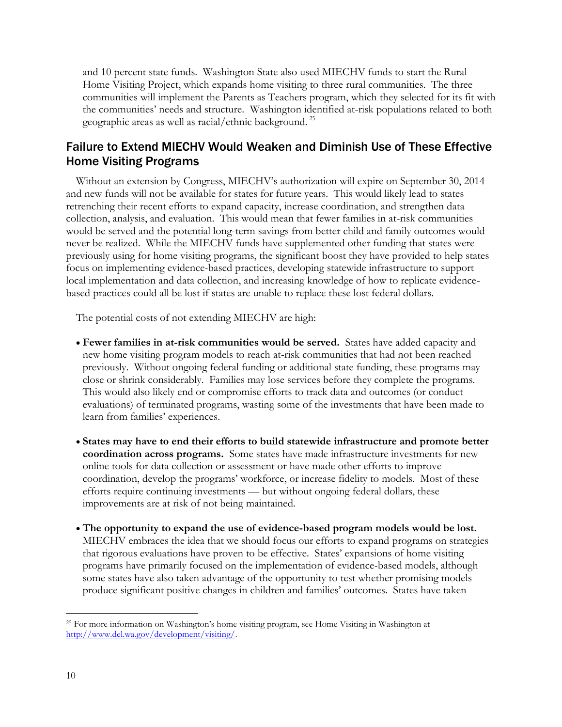and 10 percent state funds. Washington State also used MIECHV funds to start the Rural Home Visiting Project, which expands home visiting to three rural communities. The three communities will implement the Parents as Teachers program, which they selected for its fit with the communities' needs and structure. Washington identified at-risk populations related to both geographic areas as well as racial/ethnic background. [25]

## Failure to Extend MIECHV Would Weaken and Diminish Use of These Effective Home Visiting Programs

Without an extension by Congress, MIECHV's authorization will expire on September 30, 2014 and new funds will not be available for states for future years. This would likely lead to states retrenching their recent efforts to expand capacity, increase coordination, and strengthen data collection, analysis, and evaluation. This would mean that fewer families in at-risk communities would be served and the potential long-term savings from better child and family outcomes would never be realized. While the MIECHV funds have supplemented other funding that states were previously using for home visiting programs, the significant boost they have provided to help states focus on implementing evidence-based practices, developing statewide infrastructure to support local implementation and data collection, and increasing knowledge of how to replicate evidence-based practices could all be lost if states are unable to replace these lost federal dollars.

The potential costs of not extending MIECHV are high:

- **Fewer families in at-risk communities would be served.** States have added capacity and new home visiting program models to reach at-risk communities that had not been reached previously. Without ongoing federal funding or additional state funding, these programs may close or shrink considerably. Families may lose services before they complete the programs. This would also likely end or compromise efforts to track data and outcomes (or conduct evaluations) of terminated programs, wasting some of the investments that have been made to learn from families' experiences.

- **States may have to end their efforts to build statewide infrastructure and promote better coordination across programs.** Some states have made infrastructure investments for new online tools for data collection or assessment or have made other efforts to improve coordination, develop the programs' workforce, or increase fidelity to models. Most of these efforts require continuing investments — but without ongoing federal dollars, these improvements are at risk of not being maintained.

- **The opportunity to expand the use of evidence-based program models would be lost.** MIECHV embraces the idea that we should focus our efforts to expand programs on strategies that rigorous evaluations have proven to be effective. States' expansions of home visiting programs have primarily focused on the implementation of evidence-based models, although some states have also taken advantage of the opportunity to test whether promising models produce significant positive changes in children and families' outcomes. States have taken

---

[25] For more information on Washington's home visiting program, see Home Visiting in Washington at http://www.del.wa.gov/development/visiting/.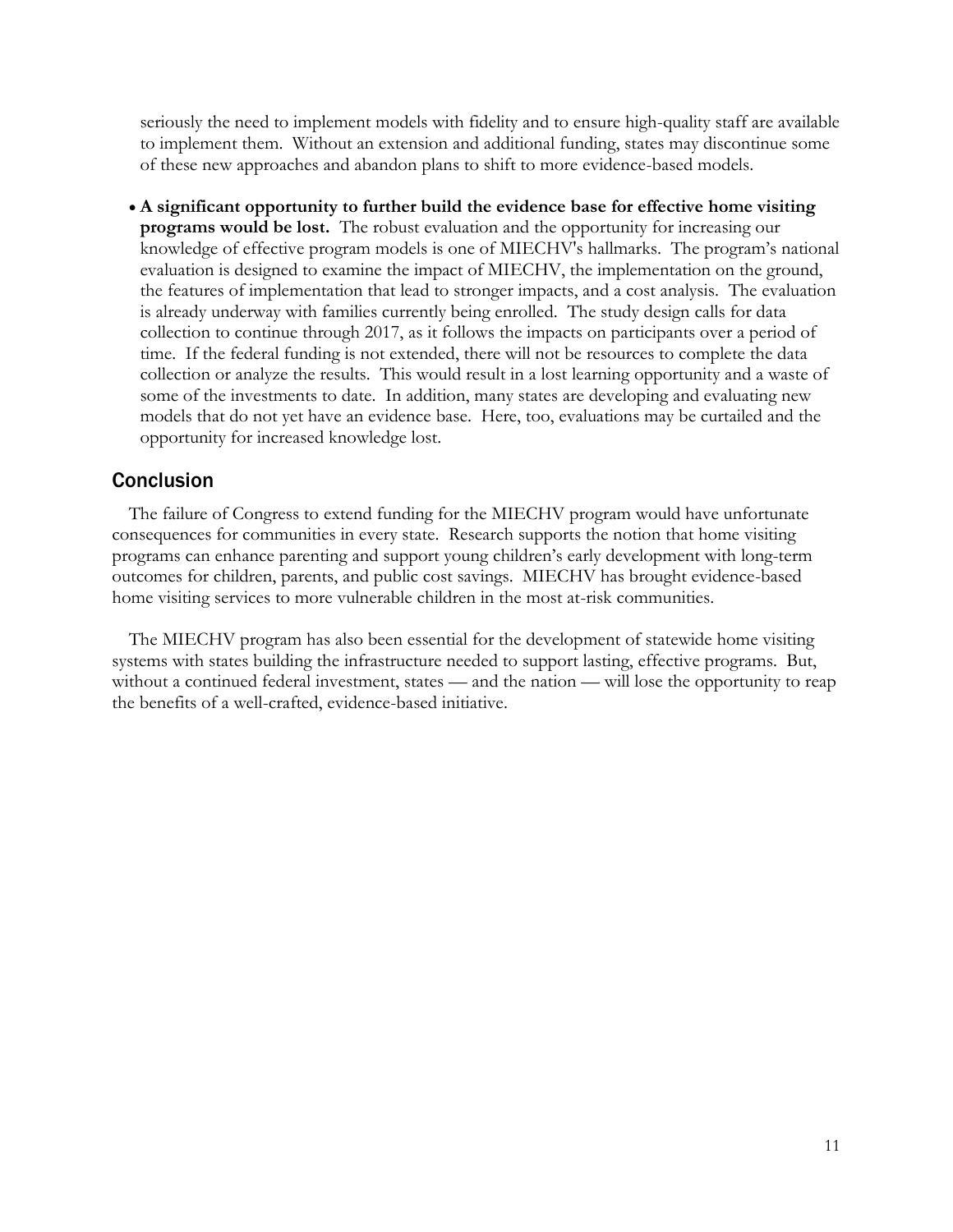seriously the need to implement models with fidelity and to ensure high-quality staff are available to implement them. Without an extension and additional funding, states may discontinue some of these new approaches and abandon plans to shift to more evidence-based models.

- **A significant opportunity to further build the evidence base for effective home visiting programs would be lost.** The robust evaluation and the opportunity for increasing our knowledge of effective program models is one of MIECHV's hallmarks. The program's national evaluation is designed to examine the impact of MIECHV, the implementation on the ground, the features of implementation that lead to stronger impacts, and a cost analysis. The evaluation is already underway with families currently being enrolled. The study design calls for data collection to continue through 2017, as it follows the impacts on participants over a period of time. If the federal funding is not extended, there will not be resources to complete the data collection or analyze the results. This would result in a lost learning opportunity and a waste of some of the investments to date. In addition, many states are developing and evaluating new models that do not yet have an evidence base. Here, too, evaluations may be curtailed and the opportunity for increased knowledge lost.

## Conclusion

The failure of Congress to extend funding for the MIECHV program would have unfortunate consequences for communities in every state. Research supports the notion that home visiting programs can enhance parenting and support young children's early development with long-term outcomes for children, parents, and public cost savings. MIECHV has brought evidence-based home visiting services to more vulnerable children in the most at-risk communities.

The MIECHV program has also been essential for the development of statewide home visiting systems with states building the infrastructure needed to support lasting, effective programs. But, without a continued federal investment, states — and the nation — will lose the opportunity to reap the benefits of a well-crafted, evidence-based initiative.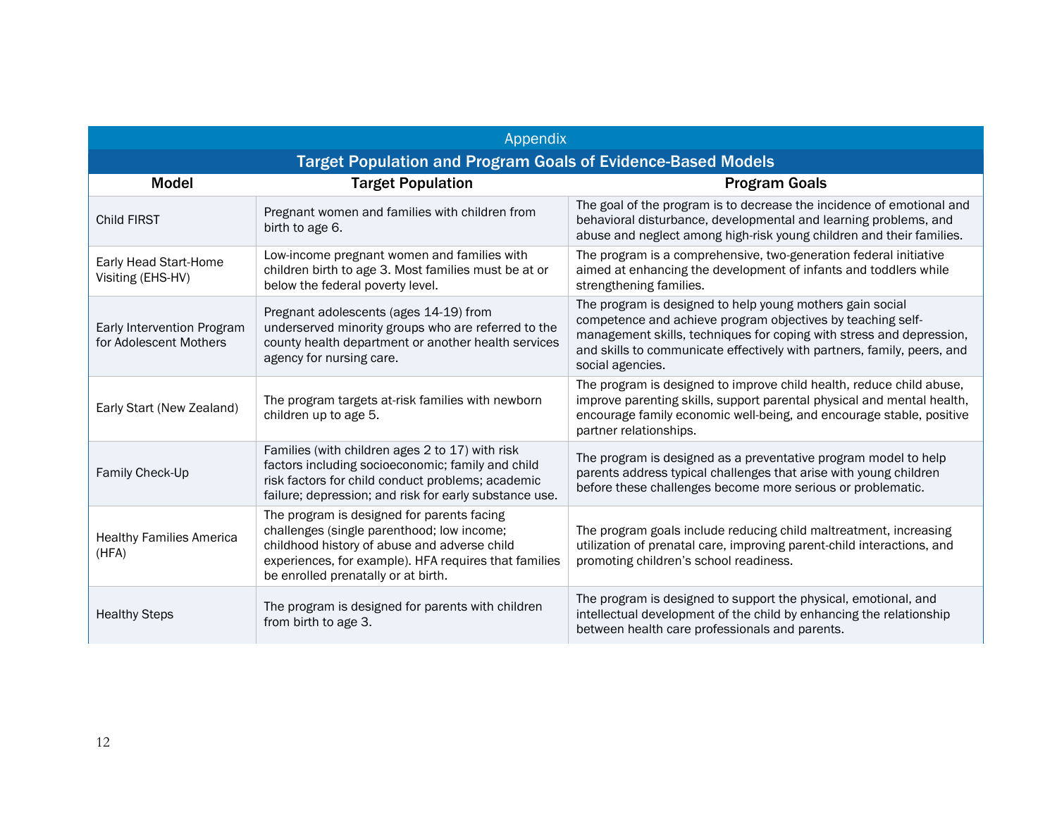## Appendix

### Target Population and Program Goals of Evidence-Based Models

| Model | Target Population | Program Goals |
|---|---|---|
| Child FIRST | Pregnant women and families with children from birth to age 6. | The goal of the program is to decrease the incidence of emotional and behavioral disturbance, developmental and learning problems, and abuse and neglect among high-risk young children and their families. |
| Early Head Start-Home Visiting (EHS-HV) | Low-income pregnant women and families with children birth to age 3. Most families must be at or below the federal poverty level. | The program is a comprehensive, two-generation federal initiative aimed at enhancing the development of infants and toddlers while strengthening families. |
| Early Intervention Program for Adolescent Mothers | Pregnant adolescents (ages 14-19) from underserved minority groups who are referred to the county health department or another health services agency for nursing care. | The program is designed to help young mothers gain social competence and achieve program objectives by teaching self-management skills, techniques for coping with stress and depression, and skills to communicate effectively with partners, family, peers, and social agencies. |
| Early Start (New Zealand) | The program targets at-risk families with newborn children up to age 5. | The program is designed to improve child health, reduce child abuse, improve parenting skills, support parental physical and mental health, encourage family economic well-being, and encourage stable, positive partner relationships. |
| Family Check-Up | Families (with children ages 2 to 17) with risk factors including socioeconomic; family and child risk factors for child conduct problems; academic failure; depression; and risk for early substance use. | The program is designed as a preventative program model to help parents address typical challenges that arise with young children before these challenges become more serious or problematic. |
| Healthy Families America (HFA) | The program is designed for parents facing challenges (single parenthood; low income; childhood history of abuse and adverse child experiences, for example). HFA requires that families be enrolled prenatally or at birth. | The program goals include reducing child maltreatment, increasing utilization of prenatal care, improving parent-child interactions, and promoting children's school readiness. |
| Healthy Steps | The program is designed for parents with children from birth to age 3. | The program is designed to support the physical, emotional, and intellectual development of the child by enhancing the relationship between health care professionals and parents. |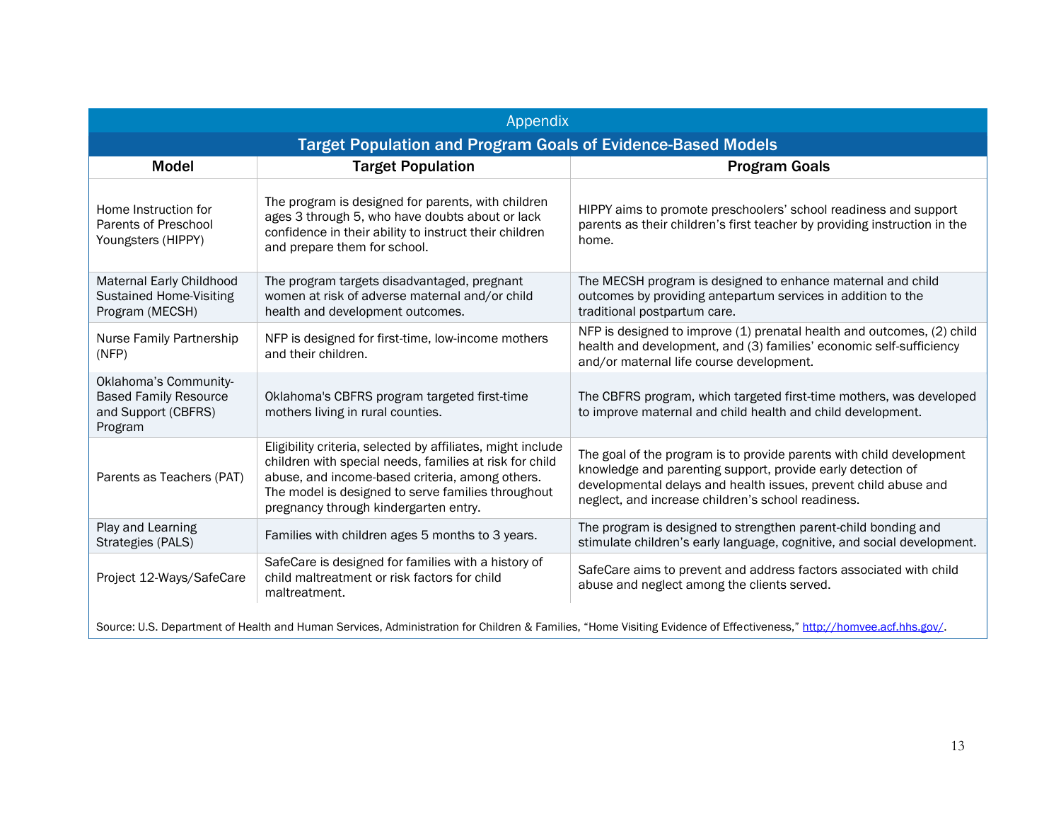## Appendix

### Target Population and Program Goals of Evidence-Based Models

| Model | Target Population | Program Goals |
|---|---|---|
| Home Instruction for Parents of Preschool Youngsters (HIPPY) | The program is designed for parents, with children ages 3 through 5, who have doubts about or lack confidence in their ability to instruct their children and prepare them for school. | HIPPY aims to promote preschoolers' school readiness and support parents as their children's first teacher by providing instruction in the home. |
| Maternal Early Childhood Sustained Home-Visiting Program (MECSH) | The program targets disadvantaged, pregnant women at risk of adverse maternal and/or child health and development outcomes. | The MECSH program is designed to enhance maternal and child outcomes by providing antepartum services in addition to the traditional postpartum care. |
| Nurse Family Partnership (NFP) | NFP is designed for first-time, low-income mothers and their children. | NFP is designed to improve (1) prenatal health and outcomes, (2) child health and development, and (3) families' economic self-sufficiency and/or maternal life course development. |
| Oklahoma's Community-Based Family Resource and Support (CBFRS) Program | Oklahoma's CBFRS program targeted first-time mothers living in rural counties. | The CBFRS program, which targeted first-time mothers, was developed to improve maternal and child health and child development. |
| Parents as Teachers (PAT) | Eligibility criteria, selected by affiliates, might include children with special needs, families at risk for child abuse, and income-based criteria, among others. The model is designed to serve families throughout pregnancy through kindergarten entry. | The goal of the program is to provide parents with child development knowledge and parenting support, provide early detection of developmental delays and health issues, prevent child abuse and neglect, and increase children's school readiness. |
| Play and Learning Strategies (PALS) | Families with children ages 5 months to 3 years. | The program is designed to strengthen parent-child bonding and stimulate children's early language, cognitive, and social development. |
| Project 12-Ways/SafeCare | SafeCare is designed for families with a history of child maltreatment or risk factors for child maltreatment. | SafeCare aims to prevent and address factors associated with child abuse and neglect among the clients served. |

Source: U.S. Department of Health and Human Services, Administration for Children & Families, "Home Visiting Evidence of Effectiveness," http://homvee.acf.hhs.gov/.